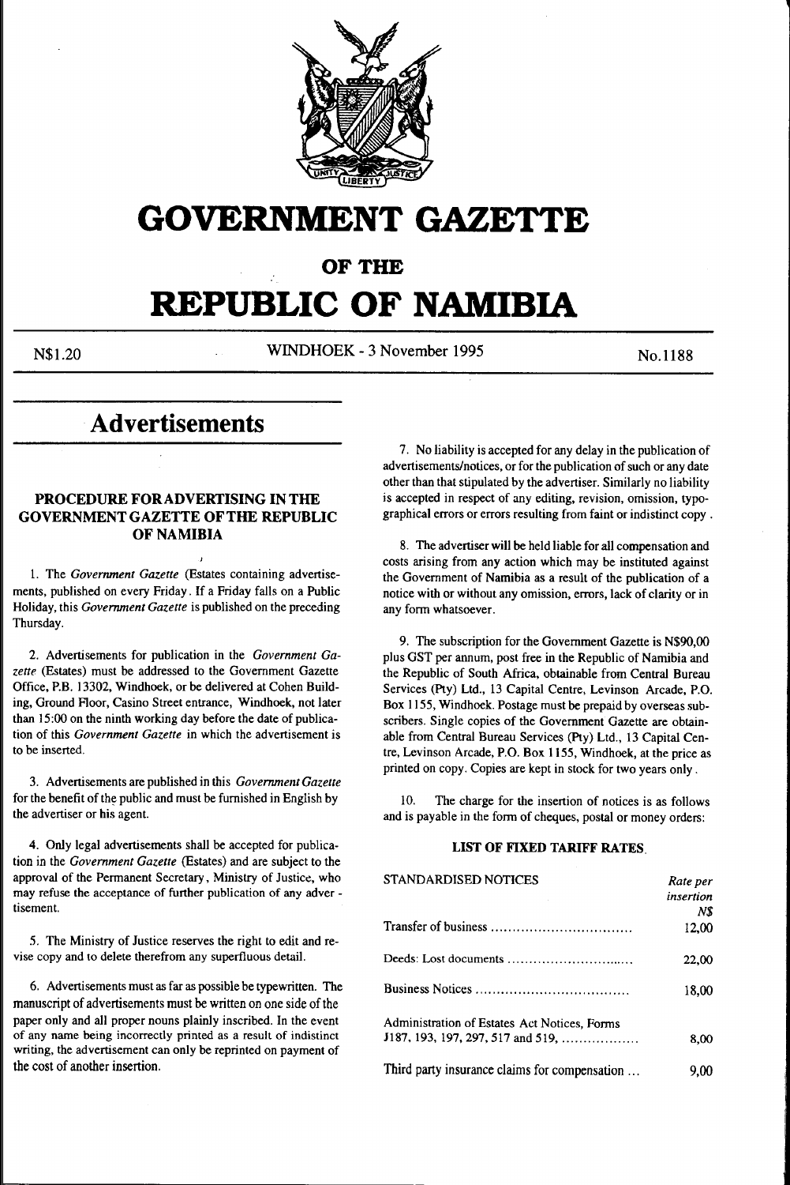# GOVERNMENT GAZETTE

## OF THE

# REPUBLIC OF NAMIBIA

N$1.20 WINDHOEK - 3 November 1995 No.1188

# Advertisements

### PROCEDURE FOR ADVERTISING IN THE GOVERNMENT GAZETTE OF THE REPUBLIC OF NAMIBIA

1. The *Government Gazette* (Estates containing advertisements, published on every Friday. If a Friday falls on a Public Holiday, this *Government Gazette* is published on the preceding Thursday.

2. Advertisements for publication in the *Government Gazette* (Estates) must be addressed to the Government Gazette Office, P.B. 13302, Windhoek, or be delivered at Cohen Building, Ground Floor, Casino Street entrance, Windhoek, not later than 15:00 on the ninth working day before the date of publication of this *Government Gazette* in which the advertisement is to be inserted.

3. Advertisements are published in this *Government Gazette* for the benefit of the public and must be furnished in English by the advertiser or his agent.

4. Only legal advertisements shall be accepted for publication in the *Government Gazette* (Estates) and are subject to the approval of the Permanent Secretary, Ministry of Justice, who may refuse the acceptance of further publication of any advertisement.

5. The Ministry of Justice reserves the right to edit and revise copy and to delete therefrom any superfluous detail.

6. Advertisements must as far as possible be typewritten. The manuscript of advertisements must be written on one side of the paper only and all proper nouns plainly inscribed. In the event of any name being incorrectly printed as a result of indistinct writing, the advertisement can only be reprinted on payment of the cost of another insertion.

7. No liability is accepted for any delay in the publication of advertisements/notices, or for the publication of such or any date other than that stipulated by the advertiser. Similarly no liability is accepted in respect of any editing, revision, omission, typographical errors or errors resulting from faint or indistinct copy.

8. The advertiser will be held liable for all compensation and costs arising from any action which may be instituted against the Government of Namibia as a result of the publication of a notice with or without any omission, errors, lack of clarity or in any form whatsoever.

9. The subscription for the Government Gazette is N$90,00 plus GST per annum, post free in the Republic of Namibia and the Republic of South Africa, obtainable from Central Bureau Services (Pty) Ltd., 13 Capital Centre, Levinson Arcade, P.O. Box 1155, Windhoek. Postage must be prepaid by overseas subscribers. Single copies of the Government Gazette are obtainable from Central Bureau Services (Pty) Ltd., 13 Capital Centre, Levinson Arcade, P.O. Box 1155, Windhoek, at the price as printed on copy. Copies are kept in stock for two years only.

10. The charge for the insertion of notices is as follows and is payable in the form of cheques, postal or money orders:

**LIST OF FIXED TARIFF RATES**

| STANDARDISED NOTICES | *Rate per insertion N$* |
|---|---|
| Transfer of business | 12,00 |
| Deeds: Lost documents | 22,00 |
| Business Notices | 18,00 |
| Administration of Estates Act Notices, Forms J187, 193, 197, 297, 517 and 519, | 8,00 |
| Third party insurance claims for compensation ... | 9,00 |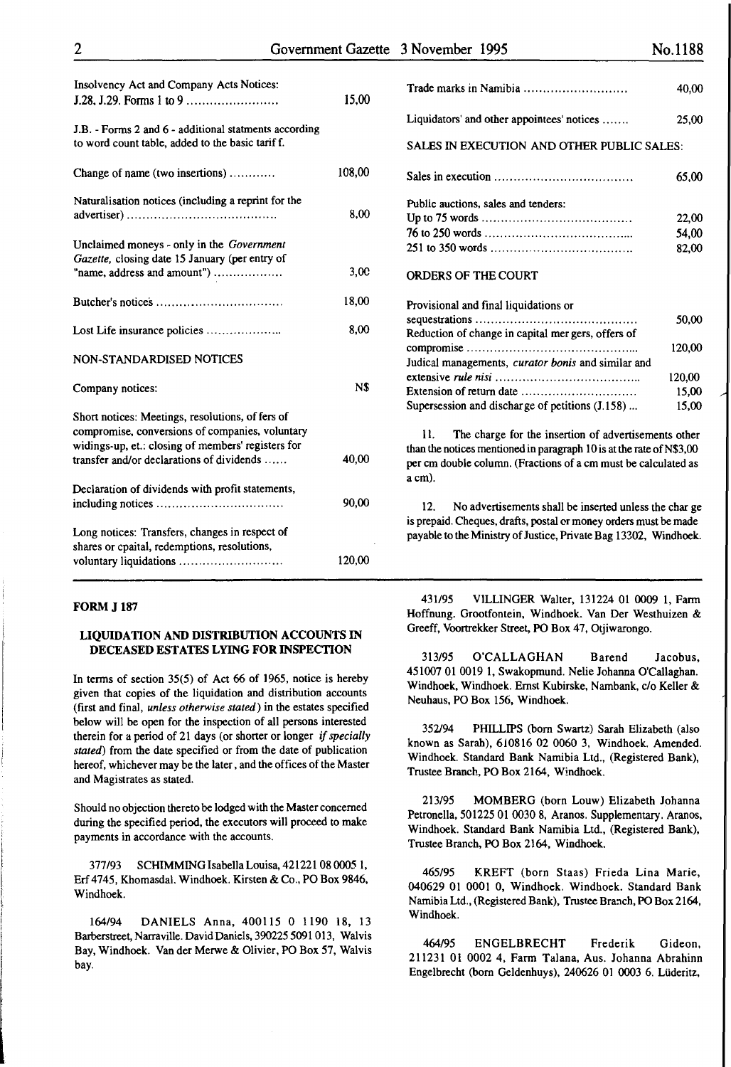| | |
|---|---|
| Insolvency Act and Company Acts Notices: J.28, J.29. Forms 1 to 9 | 15,00 |
| J.B. - Forms 2 and 6 - additional statments according to word count table, added to the basic tarif f. | |
| Change of name (two insertions) | 108,00 |
| Naturalisation notices (including a reprint for the advertiser) | 8,00 |
| Unclaimed moneys - only in the *Government Gazette*, closing date 15 January (per entry of "name, address and amount") | 3,00 |
| Butcher's notices | 18,00 |
| Lost Life insurance policies | 8,00 |

NON-STANDARDISED NOTICES

| | |
|---|---|
| Company notices: | N$ |
| Short notices: Meetings, resolutions, of fers of compromise, conversions of companies, voluntary widings-up, et.: closing of members' registers for transfer and/or declarations of dividends | 40,00 |
| Declaration of dividends with profit statements, including notices | 90,00 |
| Long notices: Transfers, changes in respect of shares or cpaital, redemptions, resolutions, voluntary liquidations | 120,00 |

| | |
|---|---|
| Trade marks in Namibia | 40,00 |
| Liquidators' and other appointees' notices | 25,00 |

SALES IN EXECUTION AND OTHER PUBLIC SALES:

| | |
|---|---|
| Sales in execution | 65,00 |
| Public auctions, sales and tenders: | |
| Up to 75 words | 22,00 |
| 76 to 250 words | 54,00 |
| 251 to 350 words | 82,00 |

ORDERS OF THE COURT

| | |
|---|---|
| Provisional and final liquidations or sequestrations | 50,00 |
| Reduction of change in capital mer gers, offers of compromise | 120,00 |
| Judical managements, *curator bonis* and similar and extensive *rule nisi* | 120,00 |
| Extension of return date | 15,00 |
| Supersession and dischar ge of petitions (J.158) | 15,00 |

11. The charge for the insertion of advertisements other than the notices mentioned in paragraph 10 is at the rate of N$3,00 per cm double column. (Fractions of a cm must be calculated as a cm).

12. No advertisements shall be inserted unless the char ge is prepaid. Cheques, drafts, postal or money orders must be made payable to the Ministry of Justice, Private Bag 13302, Windhoek.

**FORM J 187**

### LIQUIDATION AND DISTRIBUTION ACCOUNTS IN DECEASED ESTATES LYING FOR INSPECTION

In terms of section 35(5) of Act 66 of 1965, notice is hereby given that copies of the liquidation and distribution accounts (first and final, *unless otherwise stated*) in the estates specified below will be open for the inspection of all persons interested therein for a period of 21 days (or shorter or longer *if specially stated*) from the date specified or from the date of publication hereof, whichever may be the later, and the offices of the Master and Magistrates as stated.

Should no objection thereto be lodged with the Master concerned during the specified period, the executors will proceed to make payments in accordance with the accounts.

377/93 SCHIMMING Isabella Louisa, 421221 08 0005 1, Erf 4745, Khomasdal. Windhoek. Kirsten & Co., PO Box 9846, Windhoek.

164/94 DANIELS Anna, 400115 0 1190 18, 13 Barberstreet, Narraville. David Daniels, 390225 5091 013, Walvis Bay, Windhoek. Van der Merwe & Olivier, PO Box 57, Walvis bay.

431/95 VILLINGER Walter, 131224 01 0009 1, Farm Hoffnung, Grootfontein, Windhoek. Van Der Westhuizen & Greeff, Voortrekker Street, PO Box 47, Otjiwarongo.

313/95 O'CALLAGHAN Barend Jacobus, 451007 01 0019 1, Swakopmund. Nelie Johanna O'Callaghan. Windhoek, Windhoek. Ernst Kubirske, Nambank, c/o Keller & Neuhaus, PO Box 156, Windhoek.

352/94 PHILLIPS (born Swartz) Sarah Elizabeth (also known as Sarah), 610816 02 0060 3, Windhoek. Amended. Windhoek. Standard Bank Namibia Ltd., (Registered Bank), Trustee Branch, PO Box 2164, Windhoek.

213/95 MOMBERG (born Louw) Elizabeth Johanna Petronella, 501225 01 0030 8, Aranos. Supplementary. Aranos, Windhoek. Standard Bank Namibia Ltd., (Registered Bank), Trustee Branch, PO Box 2164, Windhoek.

465/95 KREFT (born Staas) Frieda Lina Marie, 040629 01 0001 0, Windhoek. Windhoek. Standard Bank Namibia Ltd., (Registered Bank), Trustee Branch, PO Box 2164, Windhoek.

464/95 ENGELBRECHT Frederik Gideon, 211231 01 0002 4, Farm Talana, Aus. Johanna Abrahinn Engelbrecht (born Geldenhuys), 240626 01 0003 6. Lüderitz,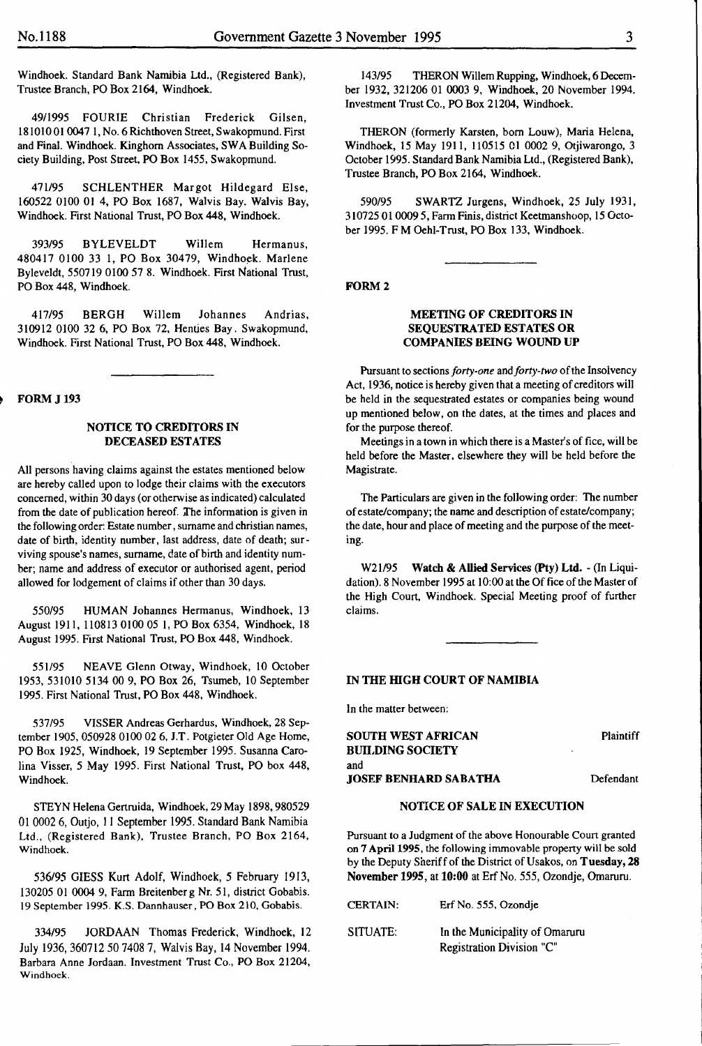Windhoek. Standard Bank Namibia Ltd., (Registered Bank), Trustee Branch, PO Box 2164, Windhoek.

49/1995 FOURIE Christian Frederick Gilsen, 181010 01 0047 1, No. 6 Richthoven Street, Swakopmund. First and Final. Windhoek. Kinghorn Associates, SWA Building Society Building, Post Street, PO Box 1455, Swakopmund.

471/95 SCHLENTHER Margot Hildegard Else, 160522 0100 01 4, PO Box 1687, Walvis Bay. Walvis Bay, Windhoek. First National Trust, PO Box 448, Windhoek.

393/95 BYLEVELDT Willem Hermanus, 480417 0100 33 1, PO Box 30479, Windhoek. Marlene Byleveldt, 550719 0100 57 8. Windhoek. First National Trust, PO Box 448, Windhoek.

417/95 BERGH Willem Johannes Andrias, 310912 0100 32 6, PO Box 72, Henties Bay. Swakopmund, Windhoek. First National Trust, PO Box 448, Windhoek.

---

**FORM J 193**

## NOTICE TO CREDITORS IN DECEASED ESTATES

All persons having claims against the estates mentioned below are hereby called upon to lodge their claims with the executors concerned, within 30 days (or otherwise as indicated) calculated from the date of publication hereof. The information is given in the following order: Estate number, surname and christian names, date of birth, identity number, last address, date of death; surviving spouse's names, surname, date of birth and identity number; name and address of executor or authorised agent, period allowed for lodgement of claims if other than 30 days.

550/95 HUMAN Johannes Hermanus, Windhoek, 13 August 1911, 110813 0100 05 1, PO Box 6354, Windhoek, 18 August 1995. First National Trust, PO Box 448, Windhoek.

551/95 NEAVE Glenn Otway, Windhoek, 10 October 1953, 531010 5134 00 9, PO Box 26, Tsumeb, 10 September 1995. First National Trust, PO Box 448, Windhoek.

537/95 VISSER Andreas Gerhardus, Windhoek, 28 September 1905, 050928 0100 02 6, J.T. Potgieter Old Age Home, PO Box 1925, Windhoek, 19 September 1995. Susanna Carolina Visser, 5 May 1995. First National Trust, PO box 448, Windhoek.

STEYN Helena Gertruida, Windhoek, 29 May 1898, 980529 01 0002 6, Outjo, 11 September 1995. Standard Bank Namibia Ltd., (Registered Bank), Trustee Branch, PO Box 2164, Windhoek.

536/95 GIESS Kurt Adolf, Windhoek, 5 February 1913, 130205 01 0004 9, Farm Breitenberg Nr. 51, district Gobabis. 19 September 1995. K.S. Dannhauser, PO Box 210, Gobabis.

334/95 JORDAAN Thomas Frederick, Windhoek, 12 July 1936, 360712 50 7408 7, Walvis Bay, 14 November 1994. Barbara Anne Jordaan. Investment Trust Co., PO Box 21204, Windhoek.

143/95 THERON Willem Rupping, Windhoek, 6 December 1932, 321206 01 0003 9, Windhoek, 20 November 1994. Investment Trust Co., PO Box 21204, Windhoek.

THERON (formerly Karsten, born Louw), Maria Helena, Windhoek, 15 May 1911, 110515 01 0002 9, Otjiwarongo, 3 October 1995. Standard Bank Namibia Ltd., (Registered Bank), Trustee Branch, PO Box 2164, Windhoek.

590/95 SWARTZ Jurgens, Windhoek, 25 July 1931, 310725 01 0009 5, Farm Finis, district Keetmanshoop, 15 October 1995. F M Oehl-Trust, PO Box 133, Windhoek.

---

**FORM 2**

## MEETING OF CREDITORS IN SEQUESTRATED ESTATES OR COMPANIES BEING WOUND UP

Pursuant to sections *forty-one* and *forty-two* of the Insolvency Act, 1936, notice is hereby given that a meeting of creditors will be held in the sequestrated estates or companies being wound up mentioned below, on the dates, at the times and places and for the purpose thereof.

Meetings in a town in which there is a Master's of fice, will be held before the Master, elsewhere they will be held before the Magistrate.

The Particulars are given in the following order: The number of estate/company; the name and description of estate/company; the date, hour and place of meeting and the purpose of the meeting.

W21/95 **Watch & Allied Services (Pty) Ltd.** - (In Liquidation). 8 November 1995 at 10:00 at the Of fice of the Master of the High Court, Windhoek. Special Meeting proof of further claims.

---

## IN THE HIGH COURT OF NAMIBIA

In the matter between:

**SOUTH WEST AFRICAN BUILDING SOCIETY** — Plaintiff

and

**JOSEF BENHARD SABATHA** — Defendant

## NOTICE OF SALE IN EXECUTION

Pursuant to a Judgment of the above Honourable Court granted on **7 April 1995**, the following immovable property will be sold by the Deputy Sheriff of the District of Usakos, on **Tuesday, 28 November 1995**, at **10:00** at Erf No. 555, Ozondje, Omaruru.

| | |
|---|---|
| CERTAIN: | Erf No. 555, Ozondje |
| SITUATE: | In the Municipality of Omaruru Registration Division "C" |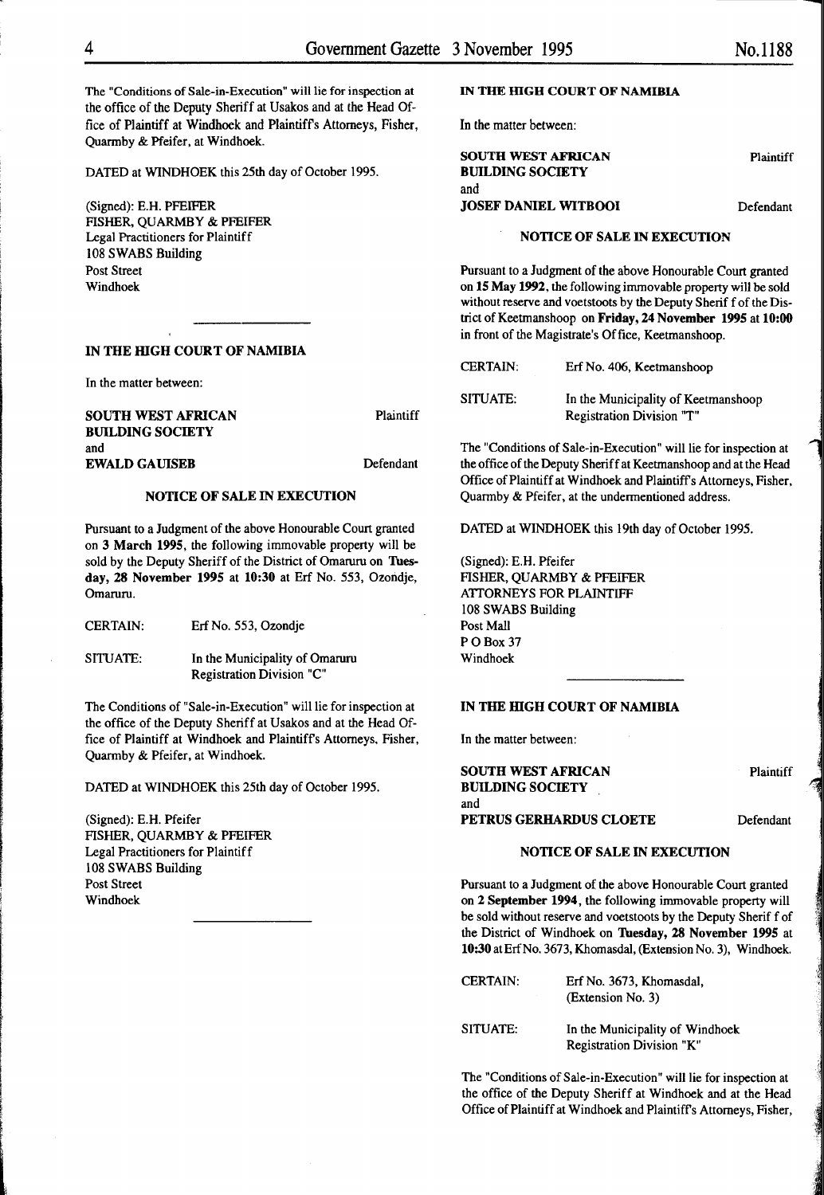The "Conditions of Sale-in-Execution" will lie for inspection at the office of the Deputy Sheriff at Usakos and at the Head Office of Plaintiff at Windhoek and Plaintiff's Attorneys, Fisher, Quarmby & Pfeifer, at Windhoek.

DATED at WINDHOEK this 25th day of October 1995.

(Signed): E.H. PFEIFER
FISHER, QUARMBY & PFEIFER
Legal Practitioners for Plaintiff
108 SWABS Building
Post Street
Windhoek

---

**IN THE HIGH COURT OF NAMIBIA**

In the matter between:

**SOUTH WEST AFRICAN BUILDING SOCIETY** Plaintiff
and
**EWALD GAUISEB** Defendant

**NOTICE OF SALE IN EXECUTION**

Pursuant to a Judgment of the above Honourable Court granted on **3 March 1995**, the following immovable property will be sold by the Deputy Sheriff of the District of Omaruru on **Tuesday, 28 November 1995** at **10:30** at Erf No. 553, Ozondje, Omaruru.

CERTAIN: Erf No. 553, Ozondje

SITUATE: In the Municipality of Omaruru
Registration Division "C"

The Conditions of "Sale-in-Execution" will lie for inspection at the office of the Deputy Sheriff at Usakos and at the Head Office of Plaintiff at Windhoek and Plaintiff's Attorneys, Fisher, Quarmby & Pfeifer, at Windhoek.

DATED at WINDHOEK this 25th day of October 1995.

(Signed): E.H. Pfeifer
FISHER, QUARMBY & PFEIFER
Legal Practitioners for Plaintiff
108 SWABS Building
Post Street
Windhoek

---

**IN THE HIGH COURT OF NAMIBIA**

In the matter between:

**SOUTH WEST AFRICAN BUILDING SOCIETY** Plaintiff
and
**JOSEF DANIEL WITBOOI** Defendant

**NOTICE OF SALE IN EXECUTION**

Pursuant to a Judgment of the above Honourable Court granted on **15 May 1992**, the following immovable property will be sold without reserve and voetstoots by the Deputy Sheriff of the District of Keetmanshoop on **Friday, 24 November 1995** at **10:00** in front of the Magistrate's Office, Keetmanshoop.

CERTAIN: Erf No. 406, Keetmanshoop

SITUATE: In the Municipality of Keetmanshoop
Registration Division "T"

The "Conditions of Sale-in-Execution" will lie for inspection at the office of the Deputy Sheriff at Keetmanshoop and at the Head Office of Plaintiff at Windhoek and Plaintiff's Attorneys, Fisher, Quarmby & Pfeifer, at the undermentioned address.

DATED at WINDHOEK this 19th day of October 1995.

(Signed): E.H. Pfeifer
FISHER, QUARMBY & PFEIFER
ATTORNEYS FOR PLAINTIFF
108 SWABS Building
Post Mall
P O Box 37
Windhoek

---

**IN THE HIGH COURT OF NAMIBIA**

In the matter between:

**SOUTH WEST AFRICAN BUILDING SOCIETY** Plaintiff
and
**PETRUS GERHARDUS CLOETE** Defendant

**NOTICE OF SALE IN EXECUTION**

Pursuant to a Judgment of the above Honourable Court granted on **2 September 1994**, the following immovable property will be sold without reserve and voetstoots by the Deputy Sheriff of the District of Windhoek on **Tuesday, 28 November 1995** at **10:30** at Erf No. 3673, Khomasdal, (Extension No. 3), Windhoek.

CERTAIN: Erf No. 3673, Khomasdal, (Extension No. 3)

SITUATE: In the Municipality of Windhoek
Registration Division "K"

The "Conditions of Sale-in-Execution" will lie for inspection at the office of the Deputy Sheriff at Windhoek and at the Head Office of Plaintiff at Windhoek and Plaintiff's Attorneys, Fisher,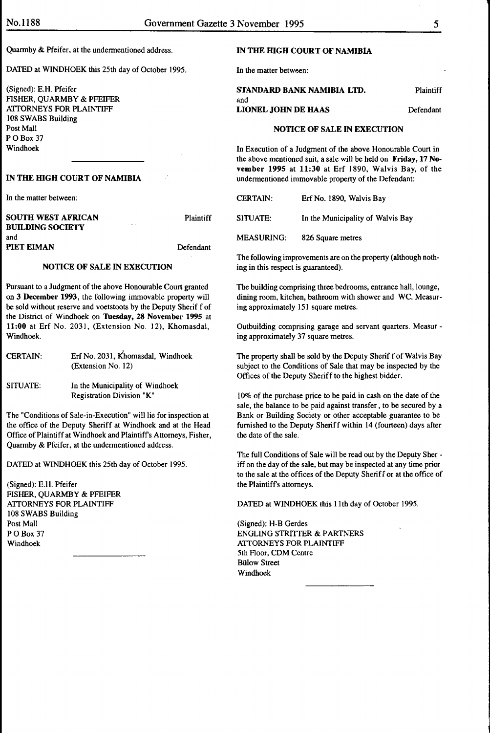Quarmby & Pfeifer, at the undermentioned address.

DATED at WINDHOEK this 25th day of October 1995.

(Signed): E.H. Pfeifer
FISHER, QUARMBY & PFEIFER
ATTORNEYS FOR PLAINTIFF
108 SWABS Building
Post Mall
P O Box 37
Windhoek

---

**IN THE HIGH COURT OF NAMIBIA**

In the matter between:

| | |
|---|---|
| **SOUTH WEST AFRICAN BUILDING SOCIETY** | Plaintiff |
| and | |
| **PIET EIMAN** | Defendant |

**NOTICE OF SALE IN EXECUTION**

Pursuant to a Judgment of the above Honourable Court granted on **3 December 1993**, the following immovable property will be sold without reserve and voetstoots by the Deputy Sherif f of the District of Windhoek on **Tuesday, 28 November 1995** at **11:00** at Erf No. 2031, (Extension No. 12), Khomasdal, Windhoek.

| | |
|---|---|
| CERTAIN: | Erf No. 2031, Khomasdal, Windhoek (Extension No. 12) |
| SITUATE: | In the Municipality of Windhoek Registration Division "K" |

The "Conditions of Sale-in-Execution" will lie for inspection at the office of the Deputy Sheriff at Windhoek and at the Head Office of Plaintiff at Windhoek and Plaintiffs Attorneys, Fisher, Quarmby & Pfeifer, at the undermentioned address.

DATED at WINDHOEK this 25th day of October 1995.

(Signed): E.H. Pfeifer
FISHER, QUARMBY & PFEIFER
ATTORNEYS FOR PLAINTIFF
108 SWABS Building
Post Mall
P O Box 37
Windhoek

---

**IN THE HIGH COURT OF NAMIBIA**

In the matter between:

| | |
|---|---|
| **STANDARD BANK NAMIBIA LTD.** | Plaintiff |
| and | |
| **LIONEL JOHN DE HAAS** | Defendant |

**NOTICE OF SALE IN EXECUTION**

In Execution of a Judgment of the above Honourable Court in the above mentioned suit, a sale will be held on **Friday, 17 November 1995** at **11:30** at Erf 1890, Walvis Bay, of the undermentioned immovable property of the Defendant:

| | |
|---|---|
| CERTAIN: | Erf No. 1890, Walvis Bay |
| SITUATE: | In the Municipality of Walvis Bay |
| MEASURING: | 826 Square metres |

The following improvements are on the property (although nothing in this respect is guaranteed).

The building comprising three bedrooms, entrance hall, lounge, dining room, kitchen, bathroom with shower and WC. Measuring approximately 151 square metres.

Outbuilding comprising garage and servant quarters. Measuring approximately 37 square metres.

The property shall be sold by the Deputy Sherif f of Walvis Bay subject to the Conditions of Sale that may be inspected by the Offices of the Deputy Sheriff to the highest bidder.

10% of the purchase price to be paid in cash on the date of the sale, the balance to be paid against transfer, to be secured by a Bank or Building Society or other acceptable guarantee to be furnished to the Deputy Sheriff within 14 (fourteen) days after the date of the sale.

The full Conditions of Sale will be read out by the Deputy Sheriff on the day of the sale, but may be inspected at any time prior to the sale at the offices of the Deputy Sherif f or at the office of the Plaintiffs attorneys.

DATED at WINDHOEK this 11th day of October 1995.

(Signed): H-B Gerdes
ENGLING STRITTER & PARTNERS
ATTORNEYS FOR PLAINTIFF
5th Floor, CDM Centre
Bülow Street
Windhoek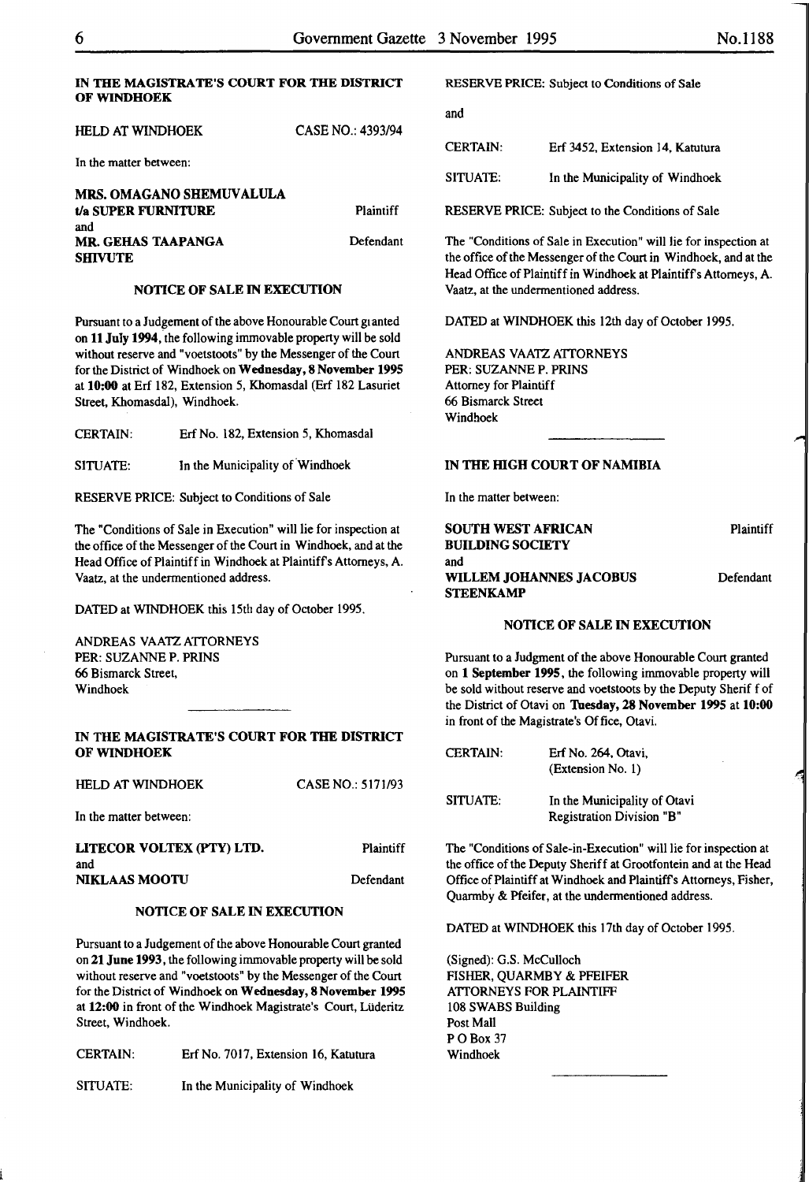**IN THE MAGISTRATE'S COURT FOR THE DISTRICT OF WINDHOEK**

HELD AT WINDHOEK CASE NO.: 4393/94

In the matter between:

**MRS. OMAGANO SHEMUVALULA t/a SUPER FURNITURE** Plaintiff

and

**MR. GEHAS TAAPANGA SHIVUTE** Defendant

**NOTICE OF SALE IN EXECUTION**

Pursuant to a Judgement of the above Honourable Court granted on **11 July 1994**, the following immovable property will be sold without reserve and "voetstoots" by the Messenger of the Court for the District of Windhoek on **Wednesday, 8 November 1995** at **10:00** at Erf 182, Extension 5, Khomasdal (Erf 182 Lasuriet Street, Khomasdal), Windhoek.

CERTAIN: Erf No. 182, Extension 5, Khomasdal

SITUATE: In the Municipality of Windhoek

RESERVE PRICE: Subject to Conditions of Sale

The "Conditions of Sale in Execution" will lie for inspection at the office of the Messenger of the Court in Windhoek, and at the Head Office of Plaintiff in Windhoek at Plaintiff's Attorneys, A. Vaatz, at the undermentioned address.

DATED at WINDHOEK this 15th day of October 1995.

ANDREAS VAATZ ATTORNEYS
PER: SUZANNE P. PRINS
66 Bismarck Street,
Windhoek

---

**IN THE MAGISTRATE'S COURT FOR THE DISTRICT OF WINDHOEK**

HELD AT WINDHOEK CASE NO.: 5171/93

In the matter between:

**LITECOR VOLTEX (PTY) LTD.** Plaintiff

and

**NIKLAAS MOOTU** Defendant

**NOTICE OF SALE IN EXECUTION**

Pursuant to a Judgement of the above Honourable Court granted on **21 June 1993**, the following immovable property will be sold without reserve and "voetstoots" by the Messenger of the Court for the District of Windhoek on **Wednesday, 8 November 1995** at **12:00** in front of the Windhoek Magistrate's Court, Lüderitz Street, Windhoek.

CERTAIN: Erf No. 7017, Extension 16, Katutura

SITUATE: In the Municipality of Windhoek

RESERVE PRICE: Subject to Conditions of Sale

and

CERTAIN: Erf 3452, Extension 14, Katutura

SITUATE: In the Municipality of Windhoek

RESERVE PRICE: Subject to the Conditions of Sale

The "Conditions of Sale in Execution" will lie for inspection at the office of the Messenger of the Court in Windhoek, and at the Head Office of Plaintiff in Windhoek at Plaintiff's Attorneys, A. Vaatz, at the undermentioned address.

DATED at WINDHOEK this 12th day of October 1995.

ANDREAS VAATZ ATTORNEYS
PER: SUZANNE P. PRINS
Attorney for Plaintiff
66 Bismarck Street
Windhoek

---

**IN THE HIGH COURT OF NAMIBIA**

In the matter between:

**SOUTH WEST AFRICAN BUILDING SOCIETY** Plaintiff

and

**WILLEM JOHANNES JACOBUS STEENKAMP** Defendant

**NOTICE OF SALE IN EXECUTION**

Pursuant to a Judgment of the above Honourable Court granted on **1 September 1995**, the following immovable property will be sold without reserve and voetstoots by the Deputy Sherif f of the District of Otavi on **Tuesday, 28 November 1995** at **10:00** in front of the Magistrate's Of fice, Otavi.

CERTAIN: Erf No. 264, Otavi, (Extension No. 1)

SITUATE: In the Municipality of Otavi
Registration Division "B"

The "Conditions of Sale-in-Execution" will lie for inspection at the office of the Deputy Sheriff at Grootfontein and at the Head Office of Plaintiff at Windhoek and Plaintiff's Attorneys, Fisher, Quarmby & Pfeifer, at the undermentioned address.

DATED at WINDHOEK this 17th day of October 1995.

(Signed): G.S. McCulloch
FISHER, QUARMBY & PFEIFER
ATTORNEYS FOR PLAINTIFF
108 SWABS Building
Post Mall
P O Box 37
Windhoek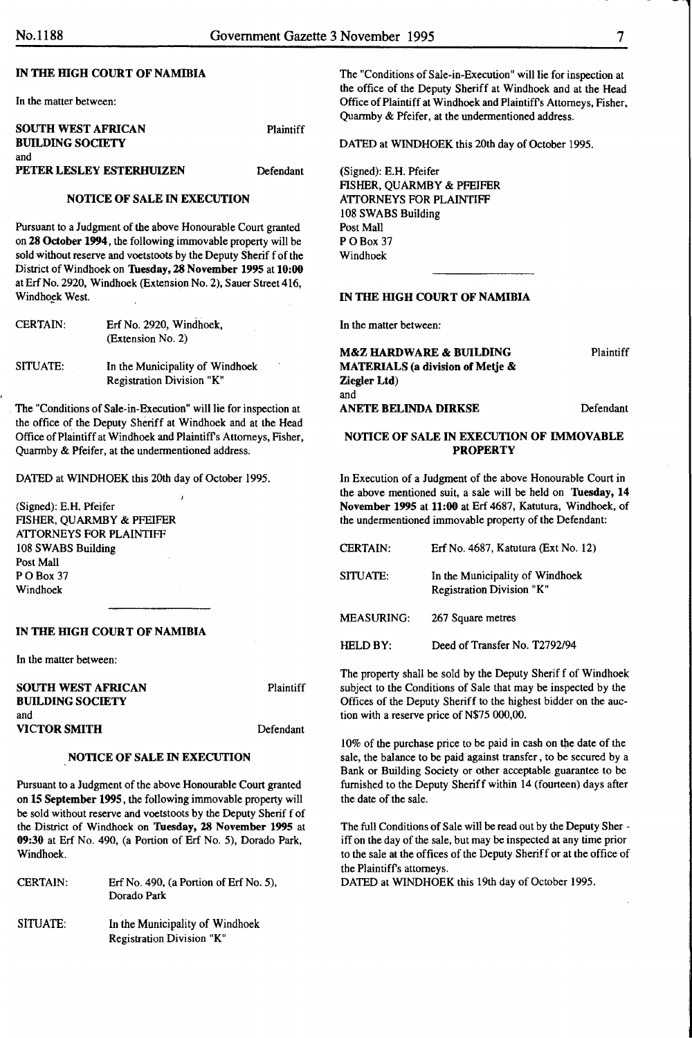## IN THE HIGH COURT OF NAMIBIA

In the matter between:

| | |
|---|---|
| **SOUTH WEST AFRICAN BUILDING SOCIETY** | Plaintiff |
| and | |
| **PETER LESLEY ESTERHUIZEN** | Defendant |

### NOTICE OF SALE IN EXECUTION

Pursuant to a Judgment of the above Honourable Court granted on **28 October 1994**, the following immovable property will be sold without reserve and voetstoots by the Deputy Sherif f of the District of Windhoek on **Tuesday, 28 November 1995** at **10:00** at Erf No. 2920, Windhoek (Extension No. 2), Sauer Street 416, Windhoek West.

| | |
|---|---|
| CERTAIN: | Erf No. 2920, Windhoek, (Extension No. 2) |
| SITUATE: | In the Municipality of Windhoek Registration Division "K" |

The "Conditions of Sale-in-Execution" will lie for inspection at the office of the Deputy Sheriff at Windhoek and at the Head Office of Plaintiff at Windhoek and Plaintiff's Attorneys, Fisher, Quarmby & Pfeifer, at the undermentioned address.

DATED at WINDHOEK this 20th day of October 1995.

(Signed): E.H. Pfeifer
FISHER, QUARMBY & PFEIFER
ATTORNEYS FOR PLAINTIFF
108 SWABS Building
Post Mall
P O Box 37
Windhoek

---

## IN THE HIGH COURT OF NAMIBIA

In the matter between:

| | |
|---|---|
| **SOUTH WEST AFRICAN BUILDING SOCIETY** | Plaintiff |
| and | |
| **VICTOR SMITH** | Defendant |

### NOTICE OF SALE IN EXECUTION

Pursuant to a Judgment of the above Honourable Court granted on **15 September 1995**, the following immovable property will be sold without reserve and voetstoots by the Deputy Sherif f of the District of Windhoek on **Tuesday, 28 November 1995** at **09:30** at Erf No. 490, (a Portion of Erf No. 5), Dorado Park, Windhoek.

| | |
|---|---|
| CERTAIN: | Erf No. 490, (a Portion of Erf No. 5), Dorado Park |
| SITUATE: | In the Municipality of Windhoek Registration Division "K" |

The "Conditions of Sale-in-Execution" will lie for inspection at the office of the Deputy Sheriff at Windhoek and at the Head Office of Plaintiff at Windhoek and Plaintiff's Attorneys, Fisher, Quarmby & Pfeifer, at the undermentioned address.

DATED at WINDHOEK this 20th day of October 1995.

(Signed): E.H. Pfeifer
FISHER, QUARMBY & PFEIFER
ATTORNEYS FOR PLAINTIFF
108 SWABS Building
Post Mall
P O Box 37
Windhoek

---

## IN THE HIGH COURT OF NAMIBIA

In the matter between:

| | |
|---|---|
| **M&Z HARDWARE & BUILDING MATERIALS (a division of Metje & Ziegler Ltd)** | Plaintiff |
| and | |
| **ANETE BELINDA DIRKSE** | Defendant |

### NOTICE OF SALE IN EXECUTION OF IMMOVABLE PROPERTY

In Execution of a Judgment of the above Honourable Court in the above mentioned suit, a sale will be held on **Tuesday, 14 November 1995 at 11:00** at Erf 4687, Katutura, Windhoek, of the undermentioned immovable property of the Defendant:

| | |
|---|---|
| CERTAIN: | Erf No. 4687, Katutura (Ext No. 12) |
| SITUATE: | In the Municipality of Windhoek Registration Division "K" |
| MEASURING: | 267 Square metres |
| HELD BY: | Deed of Transfer No. T2792/94 |

The property shall be sold by the Deputy Sherif f of Windhoek subject to the Conditions of Sale that may be inspected by the Offices of the Deputy Sheriff to the highest bidder on the auction with a reserve price of N$75 000,00.

10% of the purchase price to be paid in cash on the date of the sale, the balance to be paid against transfer, to be secured by a Bank or Building Society or other acceptable guarantee to be furnished to the Deputy Sheriff within 14 (fourteen) days after the date of the sale.

The full Conditions of Sale will be read out by the Deputy Sher - iff on the day of the sale, but may be inspected at any time prior to the sale at the offices of the Deputy Sheriff or at the office of the Plaintiff's attorneys.

DATED at WINDHOEK this 19th day of October 1995.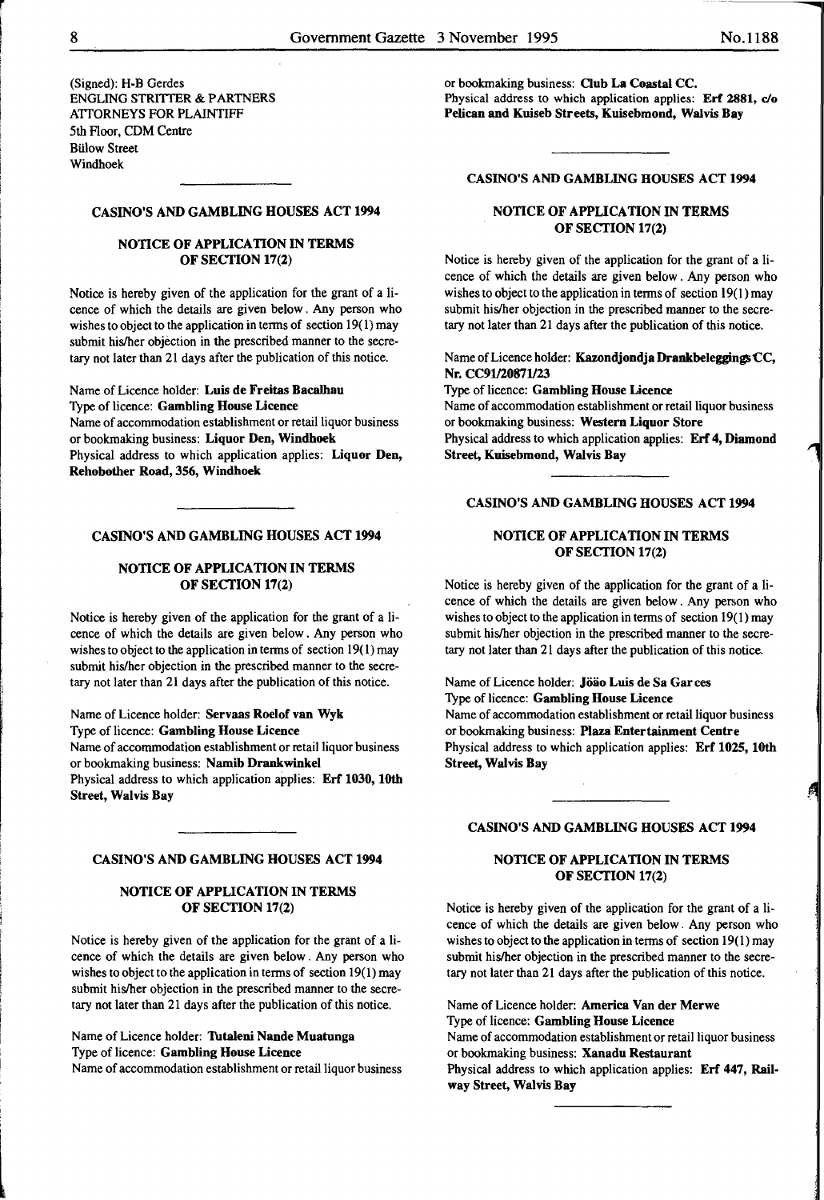(Signed): H-B Gerdes
ENGLING STRITTER & PARTNERS
ATTORNEYS FOR PLAINTIFF
5th Floor, CDM Centre
Bülow Street
Windhoek

### CASINO'S AND GAMBLING HOUSES ACT 1994

### NOTICE OF APPLICATION IN TERMS OF SECTION 17(2)

Notice is hereby given of the application for the grant of a licence of which the details are given below. Any person who wishes to object to the application in terms of section 19(1) may submit his/her objection in the prescribed manner to the secretary not later than 21 days after the publication of this notice.

Name of Licence holder: **Luis de Freitas Bacalhau**
Type of licence: **Gambling House Licence**
Name of accommodation establishment or retail liquor business or bookmaking business: **Liquor Den, Windhoek**
Physical address to which application applies: **Liquor Den, Rehobother Road, 356, Windhoek**

### CASINO'S AND GAMBLING HOUSES ACT 1994

### NOTICE OF APPLICATION IN TERMS OF SECTION 17(2)

Notice is hereby given of the application for the grant of a licence of which the details are given below. Any person who wishes to object to the application in terms of section 19(1) may submit his/her objection in the prescribed manner to the secretary not later than 21 days after the publication of this notice.

Name of Licence holder: **Servaas Roelof van Wyk**
Type of licence: **Gambling House Licence**
Name of accommodation establishment or retail liquor business or bookmaking business: **Namib Drankwinkel**
Physical address to which application applies: **Erf 1030, 10th Street, Walvis Bay**

### CASINO'S AND GAMBLING HOUSES ACT 1994

### NOTICE OF APPLICATION IN TERMS OF SECTION 17(2)

Notice is hereby given of the application for the grant of a licence of which the details are given below. Any person who wishes to object to the application in terms of section 19(1) may submit his/her objection in the prescribed manner to the secretary not later than 21 days after the publication of this notice.

Name of Licence holder: **Tutaleni Nande Muatunga**
Type of licence: **Gambling House Licence**
Name of accommodation establishment or retail liquor business or bookmaking business: **Club La Coastal CC.**
Physical address to which application applies: **Erf 2881, c/o Pelican and Kuiseb Streets, Kuisebmond, Walvis Bay**

### CASINO'S AND GAMBLING HOUSES ACT 1994

### NOTICE OF APPLICATION IN TERMS OF SECTION 17(2)

Notice is hereby given of the application for the grant of a licence of which the details are given below. Any person who wishes to object to the application in terms of section 19(1) may submit his/her objection in the prescribed manner to the secretary not later than 21 days after the publication of this notice.

Name of Licence holder: **Kazondjondja Drankbeleggings CC, Nr. CC91/20871/23**
Type of licence: **Gambling House Licence**
Name of accommodation establishment or retail liquor business or bookmaking business: **Western Liquor Store**
Physical address to which application applies: **Erf 4, Diamond Street, Kuisebmond, Walvis Bay**

### CASINO'S AND GAMBLING HOUSES ACT 1994

### NOTICE OF APPLICATION IN TERMS OF SECTION 17(2)

Notice is hereby given of the application for the grant of a licence of which the details are given below. Any person who wishes to object to the application in terms of section 19(1) may submit his/her objection in the prescribed manner to the secretary not later than 21 days after the publication of this notice.

Name of Licence holder: **Jöäo Luis de Sa Garces**
Type of licence: **Gambling House Licence**
Name of accommodation establishment or retail liquor business or bookmaking business: **Plaza Entertainment Centre**
Physical address to which application applies: **Erf 1025, 10th Street, Walvis Bay**

### CASINO'S AND GAMBLING HOUSES ACT 1994

### NOTICE OF APPLICATION IN TERMS OF SECTION 17(2)

Notice is hereby given of the application for the grant of a licence of which the details are given below. Any person who wishes to object to the application in terms of section 19(1) may submit his/her objection in the prescribed manner to the secretary not later than 21 days after the publication of this notice.

Name of Licence holder: **America Van der Merwe**
Type of licence: **Gambling House Licence**
Name of accommodation establishment or retail liquor business or bookmaking business: **Xanadu Restaurant**
Physical address to which application applies: **Erf 447, Railway Street, Walvis Bay**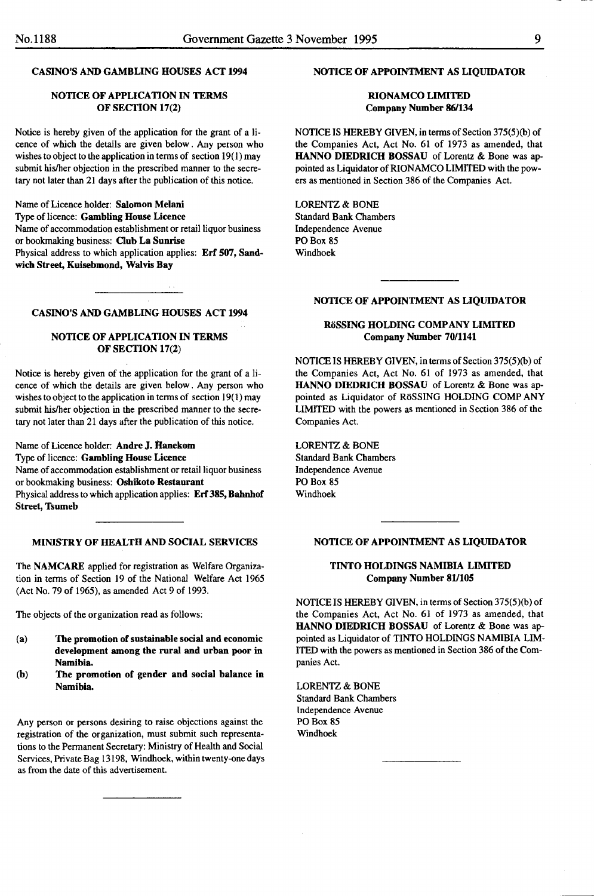## CASINO'S AND GAMBLING HOUSES ACT 1994

### NOTICE OF APPLICATION IN TERMS OF SECTION 17(2)

Notice is hereby given of the application for the grant of a licence of which the details are given below. Any person who wishes to object to the application in terms of section 19(1) may submit his/her objection in the prescribed manner to the secretary not later than 21 days after the publication of this notice.

Name of Licence holder: **Salomon Melani**
Type of licence: **Gambling House Licence**
Name of accommodation establishment or retail liquor business or bookmaking business: **Club La Sunrise**
Physical address to which application applies: **Erf 507, Sandwich Street, Kuisebmond, Walvis Bay**

---

## CASINO'S AND GAMBLING HOUSES ACT 1994

### NOTICE OF APPLICATION IN TERMS OF SECTION 17(2)

Notice is hereby given of the application for the grant of a licence of which the details are given below. Any person who wishes to object to the application in terms of section 19(1) may submit his/her objection in the prescribed manner to the secretary not later than 21 days after the publication of this notice.

Name of Licence holder: **Andre J. Hanekom**
Type of licence: **Gambling House Licence**
Name of accommodation establishment or retail liquor business or bookmaking business: **Oshikoto Restaurant**
Physical address to which application applies: **Erf 385, Bahnhof Street, Tsumeb**

---

## MINISTRY OF HEALTH AND SOCIAL SERVICES

The **NAMCARE** applied for registration as Welfare Organization in terms of Section 19 of the National Welfare Act 1965 (Act No. 79 of 1965), as amended Act 9 of 1993.

The objects of the organization read as follows:

(a) **The promotion of sustainable social and economic development among the rural and urban poor in Namibia.**

(b) **The promotion of gender and social balance in Namibia.**

Any person or persons desiring to raise objections against the registration of the organization, must submit such representations to the Permanent Secretary: Ministry of Health and Social Services, Private Bag 13198, Windhoek, within twenty-one days as from the date of this advertisement.

---

## NOTICE OF APPOINTMENT AS LIQUIDATOR

### RIONAMCO LIMITED
### Company Number 86/134

NOTICE IS HEREBY GIVEN, in terms of Section 375(5)(b) of the Companies Act, Act No. 61 of 1973 as amended, that **HANNO DIEDRICH BOSSAU** of Lorentz & Bone was appointed as Liquidator of RIONAMCO LIMITED with the powers as mentioned in Section 386 of the Companies Act.

LORENTZ & BONE
Standard Bank Chambers
Independence Avenue
PO Box 85
Windhoek

---

## NOTICE OF APPOINTMENT AS LIQUIDATOR

### RöSSING HOLDING COMPANY LIMITED
### Company Number 70/1141

NOTICE IS HEREBY GIVEN, in terms of Section 375(5)(b) of the Companies Act, Act No. 61 of 1973 as amended, that **HANNO DIEDRICH BOSSAU** of Lorentz & Bone was appointed as Liquidator of RöSSING HOLDING COMPANY LIMITED with the powers as mentioned in Section 386 of the Companies Act.

LORENTZ & BONE
Standard Bank Chambers
Independence Avenue
PO Box 85
Windhoek

---

## NOTICE OF APPOINTMENT AS LIQUIDATOR

### TINTO HOLDINGS NAMIBIA LIMITED
### Company Number 81/105

NOTICE IS HEREBY GIVEN, in terms of Section 375(5)(b) of the Companies Act, Act No. 61 of 1973 as amended, that **HANNO DIEDRICH BOSSAU** of Lorentz & Bone was appointed as Liquidator of TINTO HOLDINGS NAMIBIA LIMITED with the powers as mentioned in Section 386 of the Companies Act.

LORENTZ & BONE
Standard Bank Chambers
Independence Avenue
PO Box 85
Windhoek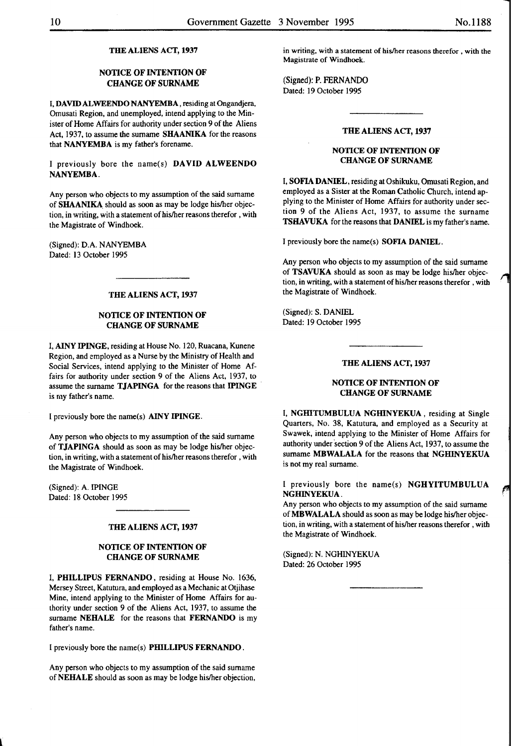### THE ALIENS ACT, 1937

#### NOTICE OF INTENTION OF CHANGE OF SURNAME

I, **DAVID ALWEENDO NANYEMBA**, residing at Ongandjera, Omusati Region, and unemployed, intend applying to the Minister of Home Affairs for authority under section 9 of the Aliens Act, 1937, to assume the surname **SHAANIKA** for the reasons that **NANYEMBA** is my father's forename.

I previously bore the name(s) **DAVID ALWEENDO NANYEMBA**.

Any person who objects to my assumption of the said surname of **SHAANIKA** should as soon as may be lodge his/her objection, in writing, with a statement of his/her reasons therefor, with the Magistrate of Windhoek.

(Signed): D.A. NANYEMBA
Dated: 13 October 1995

---

### THE ALIENS ACT, 1937

#### NOTICE OF INTENTION OF CHANGE OF SURNAME

I, **AINY IPINGE**, residing at House No. 120, Ruacana, Kunene Region, and employed as a Nurse by the Ministry of Health and Social Services, intend applying to the Minister of Home Affairs for authority under section 9 of the Aliens Act, 1937, to assume the surname **TJAPINGA** for the reasons that **IPINGE** is my father's name.

I previously bore the name(s) **AINY IPINGE**.

Any person who objects to my assumption of the said surname of **TJAPINGA** should as soon as may be lodge his/her objection, in writing, with a statement of his/her reasons therefor, with the Magistrate of Windhoek.

(Signed): A. IPINGE
Dated: 18 October 1995

---

### THE ALIENS ACT, 1937

#### NOTICE OF INTENTION OF CHANGE OF SURNAME

I, **PHILLIPUS FERNANDO**, residing at House No. 1636, Mersey Street, Katutura, and employed as a Mechanic at Otjihase Mine, intend applying to the Minister of Home Affairs for authority under section 9 of the Aliens Act, 1937, to assume the surname **NEHALE** for the reasons that **FERNANDO** is my father's name.

I previously bore the name(s) **PHILLIPUS FERNANDO**.

Any person who objects to my assumption of the said surname of **NEHALE** should as soon as may be lodge his/her objection, in writing, with a statement of his/her reasons therefor, with the Magistrate of Windhoek.

(Signed): P. FERNANDO
Dated: 19 October 1995

---

### THE ALIENS ACT, 1937

#### NOTICE OF INTENTION OF CHANGE OF SURNAME

I, **SOFIA DANIEL**, residing at Oshikuku, Omusati Region, and employed as a Sister at the Roman Catholic Church, intend applying to the Minister of Home Affairs for authority under section 9 of the Aliens Act, 1937, to assume the surname **TSHAVUKA** for the reasons that **DANIEL** is my father's name.

I previously bore the name(s) **SOFIA DANIEL**.

Any person who objects to my assumption of the said surname of **TSAVUKA** should as soon as may be lodge his/her objection, in writing, with a statement of his/her reasons therefor, with the Magistrate of Windhoek.

(Signed): S. DANIEL
Dated: 19 October 1995

---

### THE ALIENS ACT, 1937

#### NOTICE OF INTENTION OF CHANGE OF SURNAME

I, **NGHITUMBULUA NGHINYEKUA**, residing at Single Quarters, No. 38, Katutura, and employed as a Security at Swawek, intend applying to the Minister of Home Affairs for authority under section 9 of the Aliens Act, 1937, to assume the surname **MBWALALA** for the reasons that **NGHINYEKUA** is not my real surname.

I previously bore the name(s) **NGHYITUMBULUA NGHINYEKUA**.

Any person who objects to my assumption of the said surname of **MBWALALA** should as soon as may be lodge his/her objection, in writing, with a statement of his/her reasons therefor, with the Magistrate of Windhoek.

(Signed): N. NGHINYEKUA
Dated: 26 October 1995